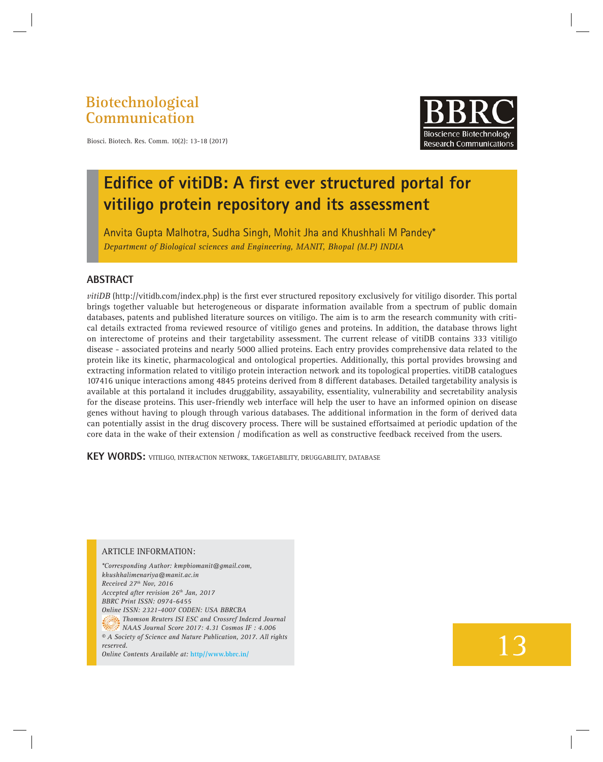Biotechnological Communication

# Edifice of vitiDB: A first ever structured portal for vitiligo protein repository and its assessment

Anvita Gupta Malhotra, Sudha Singh, Mohit Jha and Khushhali M Pandey*

*Department of Biological sciences and Engineering, MANIT, Bhopal (M.P) INDIA*

## ABSTRACT

*vitiDB* (http://vitidb.com/index.php) is the first ever structured repository exclusively for vitiligo disorder. This portal brings together valuable but heterogeneous or disparate information available from a spectrum of public domain databases, patents and published literature sources on vitiligo. The aim is to arm the research community with critical details extracted froma reviewed resource of vitiligo genes and proteins. In addition, the database throws light on interectome of proteins and their targetability assessment. The current release of vitiDB contains 333 vitiligo disease - associated proteins and nearly 5000 allied proteins. Each entry provides comprehensive data related to the protein like its kinetic, pharmacological and ontological properties. Additionally, this portal provides browsing and extracting information related to vitiligo protein interaction network and its topological properties. vitiDB catalogues 107416 unique interactions among 4845 proteins derived from 8 different databases. Detailed targetability analysis is available at this portaland it includes druggability, assayability, essentiality, vulnerability and secretability analysis for the disease proteins. This user-friendly web interface will help the user to have an informed opinion on disease genes without having to plough through various databases. The additional information in the form of derived data can potentially assist in the drug discovery process. There will be sustained effortsaimed at periodic updation of the core data in the wake of their extension / modification as well as constructive feedback received from the users.

**KEY WORDS:** VITILIGO, INTERACTION NETWORK, TARGETABILITY, DRUGGABILITY, DATABASE

ARTICLE INFORMATION:

*\*Corresponding Author: kmpbiomanit@gmail.com, khushhalimenariya@manit.ac.in*
*Received 27th Nov, 2016*
*Accepted after revision 26th Jan, 2017*
*BBRC Print ISSN: 0974-6455*
*Online ISSN: 2321-4007 CODEN: USA BBRCBA*
*Thomson Reuters ISI ESC and Crossref Indexed Journal*
*NAAS Journal Score 2017: 4.31 Cosmos IF : 4.006*
*© A Society of Science and Nature Publication, 2017. All rights reserved.*
*Online Contents Available at: http//www.bbrc.in/*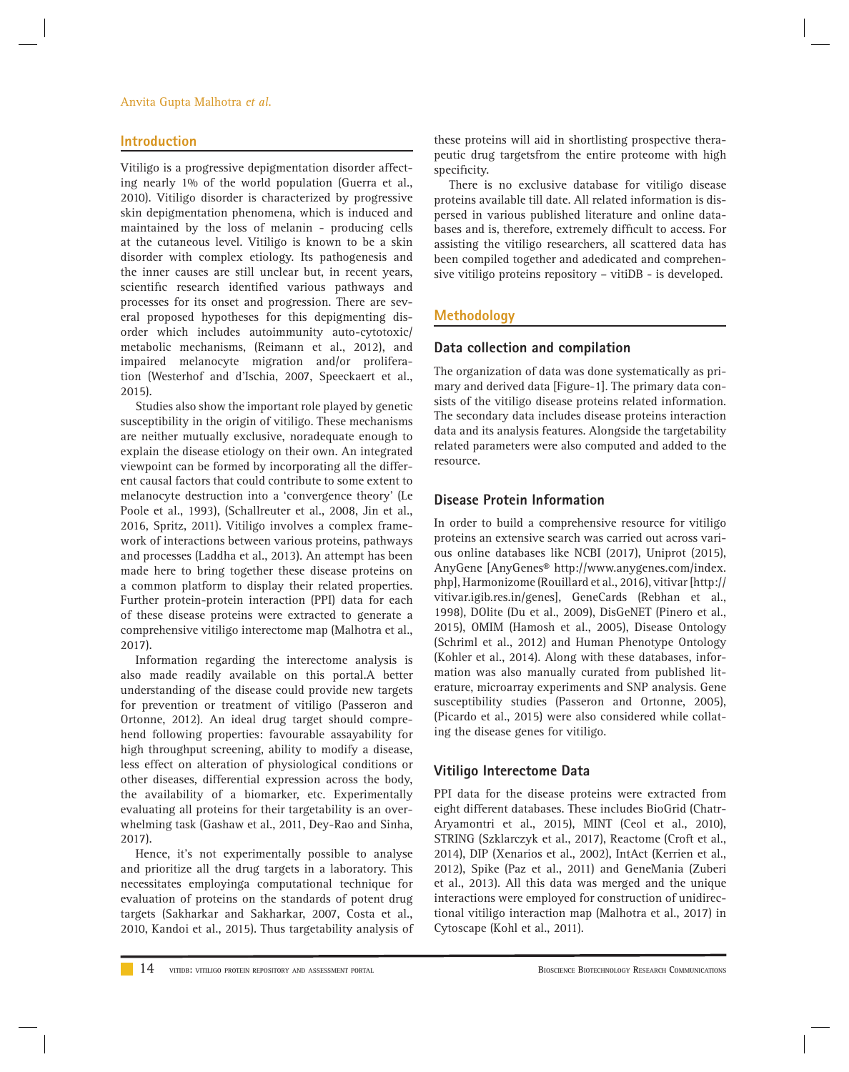## Introduction

Vitiligo is a progressive depigmentation disorder affecting nearly 1% of the world population (Guerra et al., 2010). Vitiligo disorder is characterized by progressive skin depigmentation phenomena, which is induced and maintained by the loss of melanin - producing cells at the cutaneous level. Vitiligo is known to be a skin disorder with complex etiology. Its pathogenesis and the inner causes are still unclear but, in recent years, scientific research identified various pathways and processes for its onset and progression. There are several proposed hypotheses for this depigmenting disorder which includes autoimmunity auto-cytotoxic/ metabolic mechanisms, (Reimann et al., 2012), and impaired melanocyte migration and/or proliferation (Westerhof and d'Ischia, 2007, Speeckaert et al., 2015).

Studies also show the important role played by genetic susceptibility in the origin of vitiligo. These mechanisms are neither mutually exclusive, noradequate enough to explain the disease etiology on their own. An integrated viewpoint can be formed by incorporating all the different causal factors that could contribute to some extent to melanocyte destruction into a 'convergence theory' (Le Poole et al., 1993), (Schallreuter et al., 2008, Jin et al., 2016, Spritz, 2011). Vitiligo involves a complex framework of interactions between various proteins, pathways and processes (Laddha et al., 2013). An attempt has been made here to bring together these disease proteins on a common platform to display their related properties. Further protein-protein interaction (PPI) data for each of these disease proteins were extracted to generate a comprehensive vitiligo interectome map (Malhotra et al., 2017).

Information regarding the interectome analysis is also made readily available on this portal.A better understanding of the disease could provide new targets for prevention or treatment of vitiligo (Passeron and Ortonne, 2012). An ideal drug target should comprehend following properties: favourable assayability for high throughput screening, ability to modify a disease, less effect on alteration of physiological conditions or other diseases, differential expression across the body, the availability of a biomarker, etc. Experimentally evaluating all proteins for their targetability is an overwhelming task (Gashaw et al., 2011, Dey-Rao and Sinha, 2017).

Hence, it's not experimentally possible to analyse and prioritize all the drug targets in a laboratory. This necessitates employinga computational technique for evaluation of proteins on the standards of potent drug targets (Sakharkar and Sakharkar, 2007, Costa et al., 2010, Kandoi et al., 2015). Thus targetability analysis of these proteins will aid in shortlisting prospective therapeutic drug targetsfrom the entire proteome with high specificity.

There is no exclusive database for vitiligo disease proteins available till date. All related information is dispersed in various published literature and online databases and is, therefore, extremely difficult to access. For assisting the vitiligo researchers, all scattered data has been compiled together and adedicated and comprehensive vitiligo proteins repository – vitiDB - is developed.

## Methodology

### Data collection and compilation

The organization of data was done systematically as primary and derived data [Figure-1]. The primary data consists of the vitiligo disease proteins related information. The secondary data includes disease proteins interaction data and its analysis features. Alongside the targetability related parameters were also computed and added to the resource.

### Disease Protein Information

In order to build a comprehensive resource for vitiligo proteins an extensive search was carried out across various online databases like NCBI (2017), Uniprot (2015), AnyGene [AnyGenes® http://www.anygenes.com/index.php], Harmonizome (Rouillard et al., 2016), vitivar [http://vitivar.igib.res.in/genes], GeneCards (Rebhan et al., 1998), DOlite (Du et al., 2009), DisGeNET (Pinero et al., 2015), OMIM (Hamosh et al., 2005), Disease Ontology (Schriml et al., 2012) and Human Phenotype Ontology (Kohler et al., 2014). Along with these databases, information was also manually curated from published literature, microarray experiments and SNP analysis. Gene susceptibility studies (Passeron and Ortonne, 2005), (Picardo et al., 2015) were also considered while collating the disease genes for vitiligo.

### Vitiligo Interectome Data

PPI data for the disease proteins were extracted from eight different databases. These includes BioGrid (Chatr-Aryamontri et al., 2015), MINT (Ceol et al., 2010), STRING (Szklarczyk et al., 2017), Reactome (Croft et al., 2014), DIP (Xenarios et al., 2002), IntAct (Kerrien et al., 2012), Spike (Paz et al., 2011) and GeneMania (Zuberi et al., 2013). All this data was merged and the unique interactions were employed for construction of unidirectional vitiligo interaction map (Malhotra et al., 2017) in Cytoscape (Kohl et al., 2011).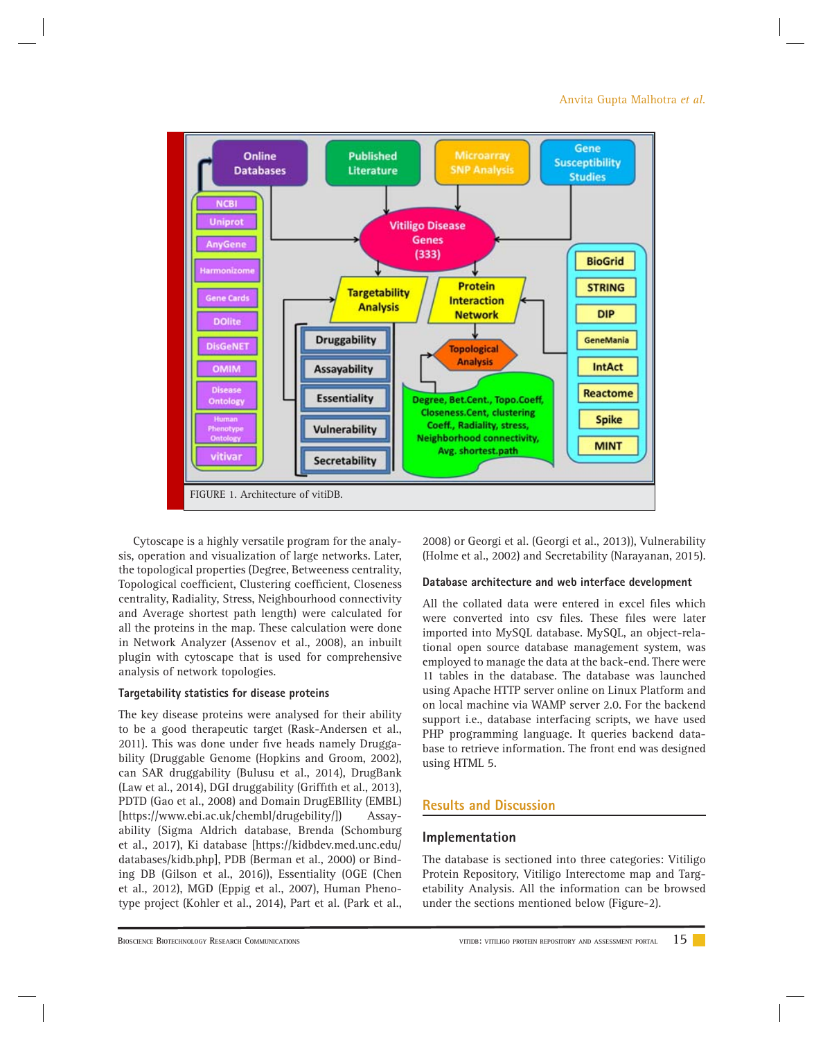FIGURE 1. Architecture of vitiDB.

Cytoscape is a highly versatile program for the analysis, operation and visualization of large networks. Later, the topological properties (Degree, Betweeness centrality, Topological coefficient, Clustering coefficient, Closeness centrality, Radiality, Stress, Neighbourhood connectivity and Average shortest path length) were calculated for all the proteins in the map. These calculation were done in Network Analyzer (Assenov et al., 2008), an inbuilt plugin with cytoscape that is used for comprehensive analysis of network topologies.

#### Targetability statistics for disease proteins

The key disease proteins were analysed for their ability to be a good therapeutic target (Rask-Andersen et al., 2011). This was done under five heads namely Druggability (Druggable Genome (Hopkins and Groom, 2002), can SAR druggability (Bulusu et al., 2014), DrugBank (Law et al., 2014), DGI druggability (Griffith et al., 2013), PDTD (Gao et al., 2008) and Domain DrugEBIlity (EMBL) [https://www.ebi.ac.uk/chembl/drugebility/]) Assayability (Sigma Aldrich database, Brenda (Schomburg et al., 2017), Ki database [https://kidbdev.med.unc.edu/databases/kidb.php], PDB (Berman et al., 2000) or Binding DB (Gilson et al., 2016)), Essentiality (OGE (Chen et al., 2012), MGD (Eppig et al., 2007), Human Phenotype project (Kohler et al., 2014), Part et al. (Park et al., 2008) or Georgi et al. (Georgi et al., 2013)), Vulnerability (Holme et al., 2002) and Secretability (Narayanan, 2015).

#### Database architecture and web interface development

All the collated data were entered in excel files which were converted into csv files. These files were later imported into MySQL database. MySQL, an object-relational open source database management system, was employed to manage the data at the back-end. There were 11 tables in the database. The database was launched using Apache HTTP server online on Linux Platform and on local machine via WAMP server 2.0. For the backend support i.e., database interfacing scripts, we have used PHP programming language. It queries backend database to retrieve information. The front end was designed using HTML 5.

## Results and Discussion

### Implementation

The database is sectioned into three categories: Vitiligo Protein Repository, Vitiligo Interectome map and Targetability Analysis. All the information can be browsed under the sections mentioned below (Figure-2).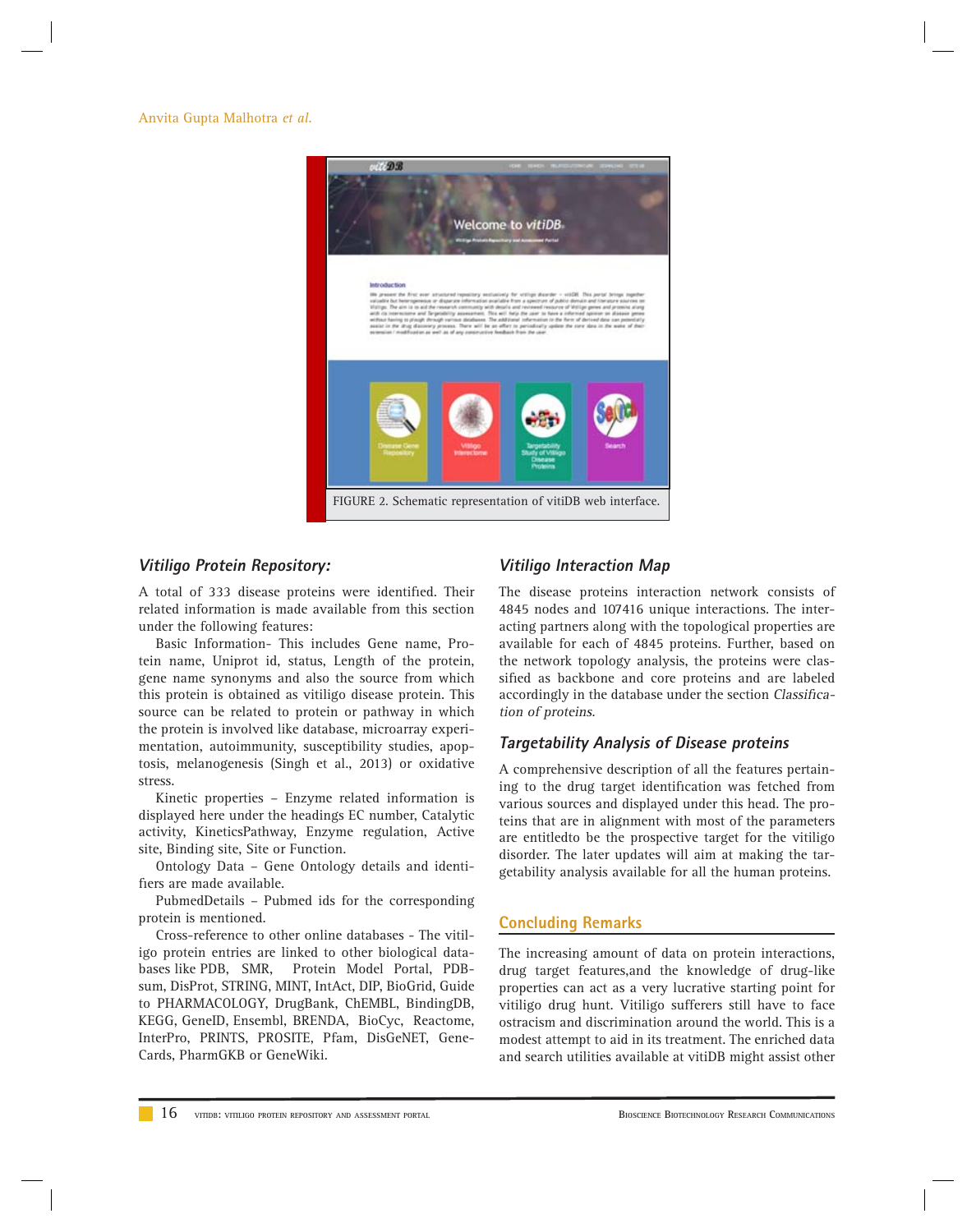FIGURE 2. Schematic representation of vitiDB web interface.

### *Vitiligo Protein Repository:*

A total of 333 disease proteins were identified. Their related information is made available from this section under the following features:

Basic Information- This includes Gene name, Protein name, Uniprot id, status, Length of the protein, gene name synonyms and also the source from which this protein is obtained as vitiligo disease protein. This source can be related to protein or pathway in which the protein is involved like database, microarray experimentation, autoimmunity, susceptibility studies, apoptosis, melanogenesis (Singh et al., 2013) or oxidative stress.

Kinetic properties – Enzyme related information is displayed here under the headings EC number, Catalytic activity, KineticsPathway, Enzyme regulation, Active site, Binding site, Site or Function.

Ontology Data – Gene Ontology details and identifiers are made available.

PubmedDetails – Pubmed ids for the corresponding protein is mentioned.

Cross-reference to other online databases - The vitiligo protein entries are linked to other biological databases like PDB, SMR, Protein Model Portal, PDBsum, DisProt, STRING, MINT, IntAct, DIP, BioGrid, Guide to PHARMACOLOGY, DrugBank, ChEMBL, BindingDB, KEGG, GeneID, Ensembl, BRENDA, BioCyc, Reactome, InterPro, PRINTS, PROSITE, Pfam, DisGeNET, GeneCards, PharmGKB or GeneWiki.

### *Vitiligo Interaction Map*

The disease proteins interaction network consists of 4845 nodes and 107416 unique interactions. The interacting partners along with the topological properties are available for each of 4845 proteins. Further, based on the network topology analysis, the proteins were classified as backbone and core proteins and are labeled accordingly in the database under the section *Classification of proteins.*

### *Targetability Analysis of Disease proteins*

A comprehensive description of all the features pertaining to the drug target identification was fetched from various sources and displayed under this head. The proteins that are in alignment with most of the parameters are entitledto be the prospective target for the vitiligo disorder. The later updates will aim at making the targetability analysis available for all the human proteins.

## Concluding Remarks

The increasing amount of data on protein interactions, drug target features,and the knowledge of drug-like properties can act as a very lucrative starting point for vitiligo drug hunt. Vitiligo sufferers still have to face ostracism and discrimination around the world. This is a modest attempt to aid in its treatment. The enriched data and search utilities available at vitiDB might assist other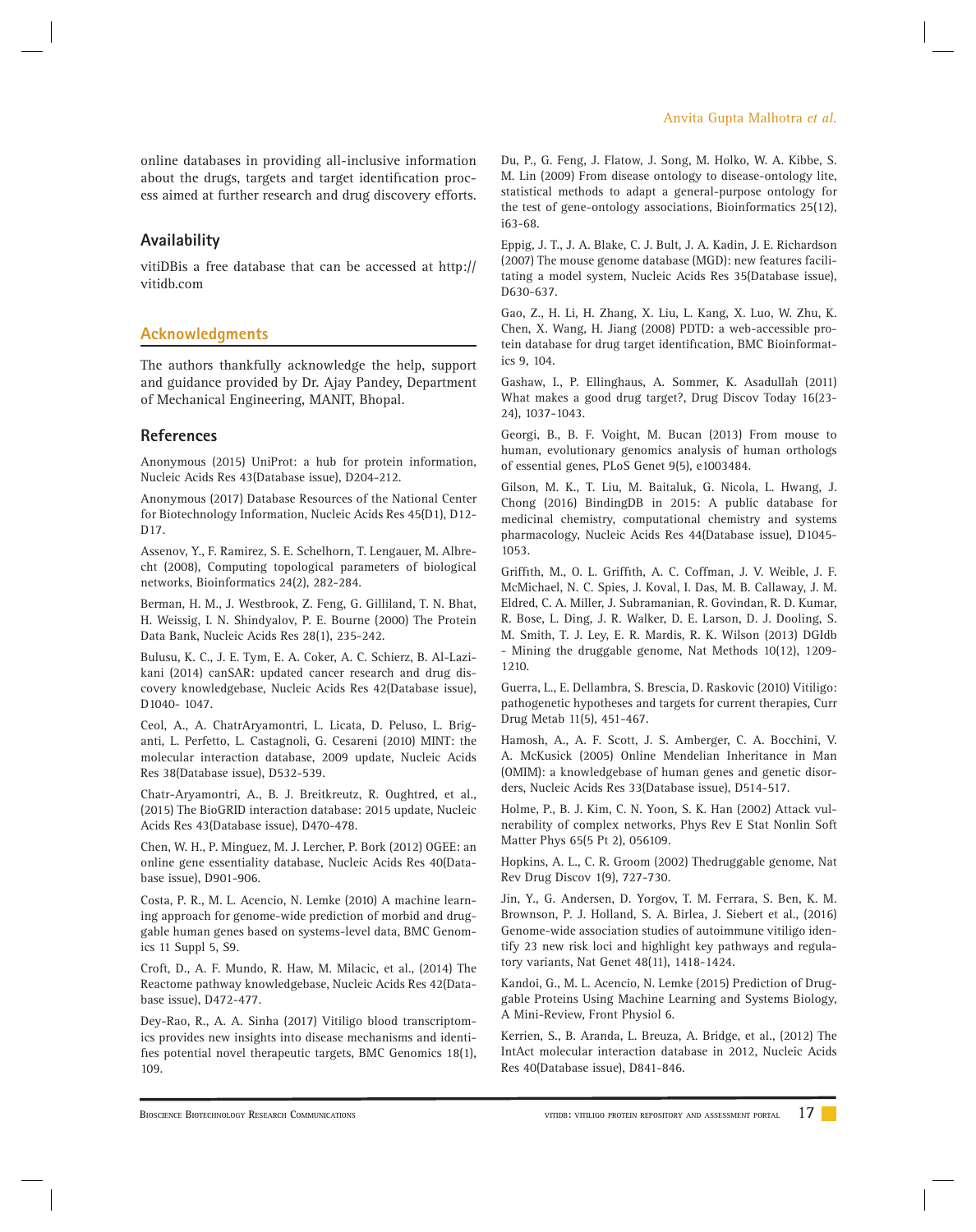online databases in providing all-inclusive information about the drugs, targets and target identification process aimed at further research and drug discovery efforts.

## Availability

vitiDBis a free database that can be accessed at http://vitidb.com

## Acknowledgments

The authors thankfully acknowledge the help, support and guidance provided by Dr. Ajay Pandey, Department of Mechanical Engineering, MANIT, Bhopal.

## References

Anonymous (2015) UniProt: a hub for protein information, Nucleic Acids Res 43(Database issue), D204-212.

Anonymous (2017) Database Resources of the National Center for Biotechnology Information, Nucleic Acids Res 45(D1), D12-D17.

Assenov, Y., F. Ramirez, S. E. Schelhorn, T. Lengauer, M. Albrecht (2008), Computing topological parameters of biological networks, Bioinformatics 24(2), 282-284.

Berman, H. M., J. Westbrook, Z. Feng, G. Gilliland, T. N. Bhat, H. Weissig, I. N. Shindyalov, P. E. Bourne (2000) The Protein Data Bank, Nucleic Acids Res 28(1), 235-242.

Bulusu, K. C., J. E. Tym, E. A. Coker, A. C. Schierz, B. Al-Lazikani (2014) canSAR: updated cancer research and drug discovery knowledgebase, Nucleic Acids Res 42(Database issue), D1040- 1047.

Ceol, A., A. ChatrAryamontri, L. Licata, D. Peluso, L. Briganti, L. Perfetto, L. Castagnoli, G. Cesareni (2010) MINT: the molecular interaction database, 2009 update, Nucleic Acids Res 38(Database issue), D532-539.

Chatr-Aryamontri, A., B. J. Breitkreutz, R. Oughtred, et al., (2015) The BioGRID interaction database: 2015 update, Nucleic Acids Res 43(Database issue), D470-478.

Chen, W. H., P. Minguez, M. J. Lercher, P. Bork (2012) OGEE: an online gene essentiality database, Nucleic Acids Res 40(Database issue), D901-906.

Costa, P. R., M. L. Acencio, N. Lemke (2010) A machine learning approach for genome-wide prediction of morbid and druggable human genes based on systems-level data, BMC Genomics 11 Suppl 5, S9.

Croft, D., A. F. Mundo, R. Haw, M. Milacic, et al., (2014) The Reactome pathway knowledgebase, Nucleic Acids Res 42(Database issue), D472-477.

Dey-Rao, R., A. A. Sinha (2017) Vitiligo blood transcriptomics provides new insights into disease mechanisms and identifies potential novel therapeutic targets, BMC Genomics 18(1), 109.

Du, P., G. Feng, J. Flatow, J. Song, M. Holko, W. A. Kibbe, S. M. Lin (2009) From disease ontology to disease-ontology lite, statistical methods to adapt a general-purpose ontology for the test of gene-ontology associations, Bioinformatics 25(12), i63-68.

Eppig, J. T., J. A. Blake, C. J. Bult, J. A. Kadin, J. E. Richardson (2007) The mouse genome database (MGD): new features facilitating a model system, Nucleic Acids Res 35(Database issue), D630-637.

Gao, Z., H. Li, H. Zhang, X. Liu, L. Kang, X. Luo, W. Zhu, K. Chen, X. Wang, H. Jiang (2008) PDTD: a web-accessible protein database for drug target identification, BMC Bioinformatics 9, 104.

Gashaw, I., P. Ellinghaus, A. Sommer, K. Asadullah (2011) What makes a good drug target?, Drug Discov Today 16(23-24), 1037-1043.

Georgi, B., B. F. Voight, M. Bucan (2013) From mouse to human, evolutionary genomics analysis of human orthologs of essential genes, PLoS Genet 9(5), e1003484.

Gilson, M. K., T. Liu, M. Baitaluk, G. Nicola, L. Hwang, J. Chong (2016) BindingDB in 2015: A public database for medicinal chemistry, computational chemistry and systems pharmacology, Nucleic Acids Res 44(Database issue), D1045-1053.

Griffith, M., O. L. Griffith, A. C. Coffman, J. V. Weible, J. F. McMichael, N. C. Spies, J. Koval, I. Das, M. B. Callaway, J. M. Eldred, C. A. Miller, J. Subramanian, R. Govindan, R. D. Kumar, R. Bose, L. Ding, J. R. Walker, D. E. Larson, D. J. Dooling, S. M. Smith, T. J. Ley, E. R. Mardis, R. K. Wilson (2013) DGIdb - Mining the druggable genome, Nat Methods 10(12), 1209-1210.

Guerra, L., E. Dellambra, S. Brescia, D. Raskovic (2010) Vitiligo: pathogenetic hypotheses and targets for current therapies, Curr Drug Metab 11(5), 451-467.

Hamosh, A., A. F. Scott, J. S. Amberger, C. A. Bocchini, V. A. McKusick (2005) Online Mendelian Inheritance in Man (OMIM): a knowledgebase of human genes and genetic disorders, Nucleic Acids Res 33(Database issue), D514-517.

Holme, P., B. J. Kim, C. N. Yoon, S. K. Han (2002) Attack vulnerability of complex networks, Phys Rev E Stat Nonlin Soft Matter Phys 65(5 Pt 2), 056109.

Hopkins, A. L., C. R. Groom (2002) Thedruggable genome, Nat Rev Drug Discov 1(9), 727-730.

Jin, Y., G. Andersen, D. Yorgov, T. M. Ferrara, S. Ben, K. M. Brownson, P. J. Holland, S. A. Birlea, J. Siebert et al., (2016) Genome-wide association studies of autoimmune vitiligo identify 23 new risk loci and highlight key pathways and regulatory variants, Nat Genet 48(11), 1418-1424.

Kandoi, G., M. L. Acencio, N. Lemke (2015) Prediction of Druggable Proteins Using Machine Learning and Systems Biology, A Mini-Review, Front Physiol 6.

Kerrien, S., B. Aranda, L. Breuza, A. Bridge, et al., (2012) The IntAct molecular interaction database in 2012, Nucleic Acids Res 40(Database issue), D841-846.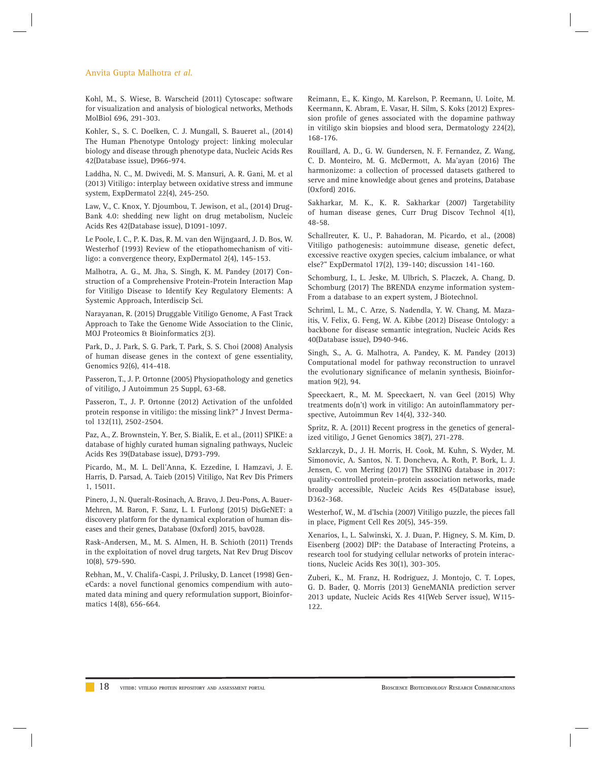Kohl, M., S. Wiese, B. Warscheid (2011) Cytoscape: software for visualization and analysis of biological networks, Methods MolBiol 696, 291-303.

Kohler, S., S. C. Doelken, C. J. Mungall, S. Baueret al., (2014) The Human Phenotype Ontology project: linking molecular biology and disease through phenotype data, Nucleic Acids Res 42(Database issue), D966-974.

Laddha, N. C., M. Dwivedi, M. S. Mansuri, A. R. Gani, M. et al (2013) Vitiligo: interplay between oxidative stress and immune system, ExpDermatol 22(4), 245-250.

Law, V., C. Knox, Y. Djoumbou, T. Jewison, et al., (2014) DrugBank 4.0: shedding new light on drug metabolism, Nucleic Acids Res 42(Database issue), D1091-1097.

Le Poole, I. C., P. K. Das, R. M. van den Wijngaard, J. D. Bos, W. Westerhof (1993) Review of the etiopathomechanism of vitiligo: a convergence theory, ExpDermatol 2(4), 145-153.

Malhotra, A. G., M. Jha, S. Singh, K. M. Pandey (2017) Construction of a Comprehensive Protein-Protein Interaction Map for Vitiligo Disease to Identify Key Regulatory Elements: A Systemic Approach, Interdiscip Sci.

Narayanan, R. (2015) Druggable Vitiligo Genome, A Fast Track Approach to Take the Genome Wide Association to the Clinic, MOJ Proteomics & Bioinformatics 2(3).

Park, D., J. Park, S. G. Park, T. Park, S. S. Choi (2008) Analysis of human disease genes in the context of gene essentiality, Genomics 92(6), 414-418.

Passeron, T., J. P. Ortonne (2005) Physiopathology and genetics of vitiligo, J Autoimmun 25 Suppl, 63-68.

Passeron, T., J. P. Ortonne (2012) Activation of the unfolded protein response in vitiligo: the missing link?" J Invest Dermatol 132(11), 2502-2504.

Paz, A., Z. Brownstein, Y. Ber, S. Bialik, E. et al., (2011) SPIKE: a database of highly curated human signaling pathways, Nucleic Acids Res 39(Database issue), D793-799.

Picardo, M., M. L. Dell'Anna, K. Ezzedine, I. Hamzavi, J. E. Harris, D. Parsad, A. Taieb (2015) Vitiligo, Nat Rev Dis Primers 1, 15011.

Pinero, J., N. Queralt-Rosinach, A. Bravo, J. Deu-Pons, A. Bauer-Mehren, M. Baron, F. Sanz, L. I. Furlong (2015) DisGeNET: a discovery platform for the dynamical exploration of human diseases and their genes, Database (Oxford) 2015, bav028.

Rask-Andersen, M., M. S. Almen, H. B. Schioth (2011) Trends in the exploitation of novel drug targets, Nat Rev Drug Discov 10(8), 579-590.

Rebhan, M., V. Chalifa-Caspi, J. Prilusky, D. Lancet (1998) GeneCards: a novel functional genomics compendium with automated data mining and query reformulation support, Bioinformatics 14(8), 656-664.

Reimann, E., K. Kingo, M. Karelson, P. Reemann, U. Loite, M. Keermann, K. Abram, E. Vasar, H. Silm, S. Koks (2012) Expression profile of genes associated with the dopamine pathway in vitiligo skin biopsies and blood sera, Dermatology 224(2), 168-176.

Rouillard, A. D., G. W. Gundersen, N. F. Fernandez, Z. Wang, C. D. Monteiro, M. G. McDermott, A. Ma'ayan (2016) The harmonizome: a collection of processed datasets gathered to serve and mine knowledge about genes and proteins, Database (Oxford) 2016.

Sakharkar, M. K., K. R. Sakharkar (2007) Targetability of human disease genes, Curr Drug Discov Technol 4(1), 48-58.

Schallreuter, K. U., P. Bahadoran, M. Picardo, et al., (2008) Vitiligo pathogenesis: autoimmune disease, genetic defect, excessive reactive oxygen species, calcium imbalance, or what else?" ExpDermatol 17(2), 139-140; discussion 141-160.

Schomburg, I., L. Jeske, M. Ulbrich, S. Placzek, A. Chang, D. Schomburg (2017) The BRENDA enzyme information system-From a database to an expert system, J Biotechnol.

Schriml, L. M., C. Arze, S. Nadendla, Y. W. Chang, M. Mazaitis, V. Felix, G. Feng, W. A. Kibbe (2012) Disease Ontology: a backbone for disease semantic integration, Nucleic Acids Res 40(Database issue), D940-946.

Singh, S., A. G. Malhotra, A. Pandey, K. M. Pandey (2013) Computational model for pathway reconstruction to unravel the evolutionary significance of melanin synthesis, Bioinformation 9(2), 94.

Speeckaert, R., M. M. Speeckaert, N. van Geel (2015) Why treatments do(n't) work in vitiligo: An autoinflammatory perspective, Autoimmun Rev 14(4), 332-340.

Spritz, R. A. (2011) Recent progress in the genetics of generalized vitiligo, J Genet Genomics 38(7), 271-278.

Szklarczyk, D., J. H. Morris, H. Cook, M. Kuhn, S. Wyder, M. Simonovic, A. Santos, N. T. Doncheva, A. Roth, P. Bork, L. J. Jensen, C. von Mering (2017) The STRING database in 2017: quality-controlled protein–protein association networks, made broadly accessible, Nucleic Acids Res 45(Database issue), D362-368.

Westerhof, W., M. d'Ischia (2007) Vitiligo puzzle, the pieces fall in place, Pigment Cell Res 20(5), 345-359.

Xenarios, I., L. Salwinski, X. J. Duan, P. Higney, S. M. Kim, D. Eisenberg (2002) DIP: the Database of Interacting Proteins, a research tool for studying cellular networks of protein interactions, Nucleic Acids Res 30(1), 303-305.

Zuberi, K., M. Franz, H. Rodriguez, J. Montojo, C. T. Lopes, G. D. Bader, Q. Morris (2013) GeneMANIA prediction server 2013 update, Nucleic Acids Res 41(Web Server issue), W115-122.